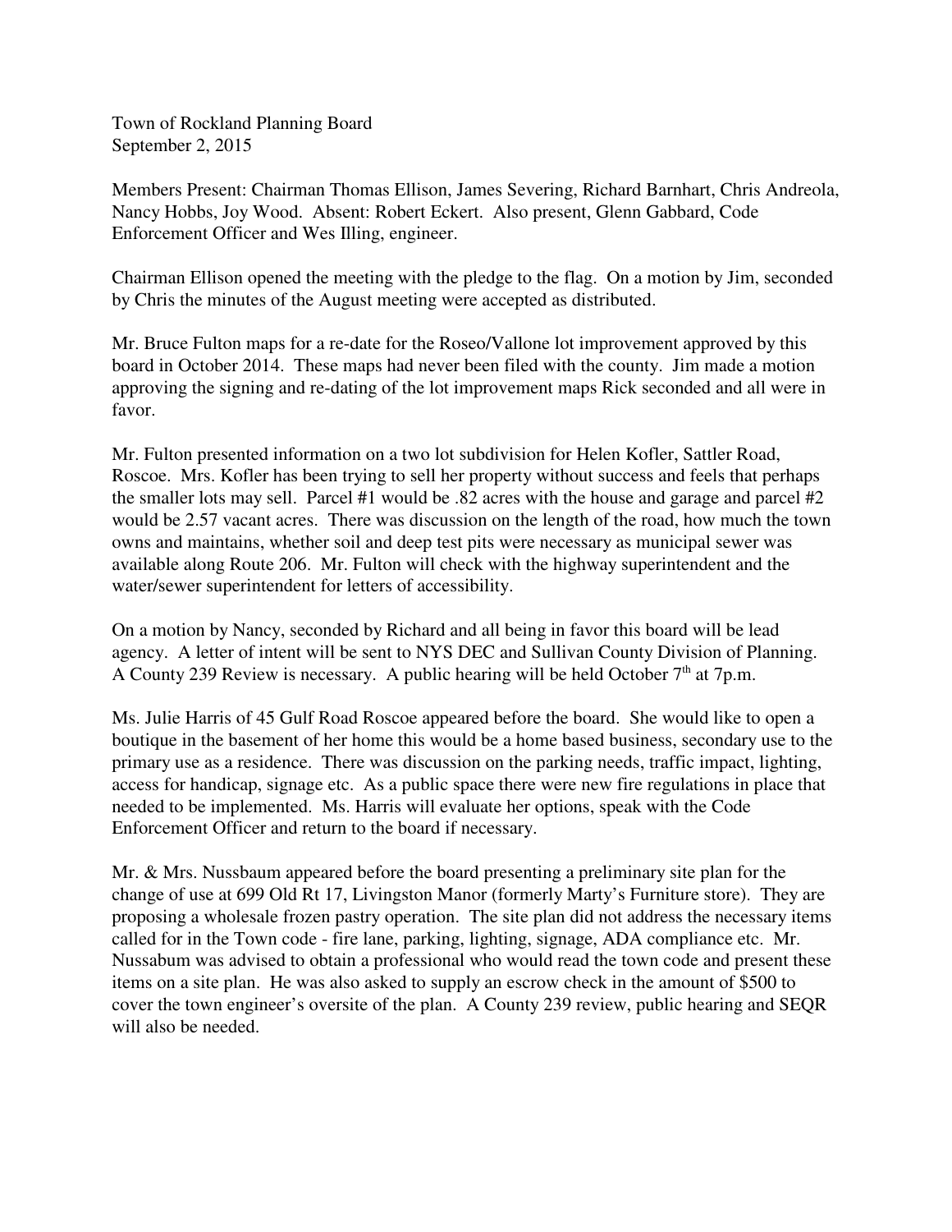Town of Rockland Planning Board
September 2, 2015

Members Present: Chairman Thomas Ellison, James Severing, Richard Barnhart, Chris Andreola, Nancy Hobbs, Joy Wood. Absent: Robert Eckert. Also present, Glenn Gabbard, Code Enforcement Officer and Wes Illing, engineer.

Chairman Ellison opened the meeting with the pledge to the flag. On a motion by Jim, seconded by Chris the minutes of the August meeting were accepted as distributed.

Mr. Bruce Fulton maps for a re-date for the Roseo/Vallone lot improvement approved by this board in October 2014. These maps had never been filed with the county. Jim made a motion approving the signing and re-dating of the lot improvement maps Rick seconded and all were in favor.

Mr. Fulton presented information on a two lot subdivision for Helen Kofler, Sattler Road, Roscoe. Mrs. Kofler has been trying to sell her property without success and feels that perhaps the smaller lots may sell. Parcel #1 would be .82 acres with the house and garage and parcel #2 would be 2.57 vacant acres. There was discussion on the length of the road, how much the town owns and maintains, whether soil and deep test pits were necessary as municipal sewer was available along Route 206. Mr. Fulton will check with the highway superintendent and the water/sewer superintendent for letters of accessibility.

On a motion by Nancy, seconded by Richard and all being in favor this board will be lead agency. A letter of intent will be sent to NYS DEC and Sullivan County Division of Planning. A County 239 Review is necessary. A public hearing will be held October 7th at 7p.m.

Ms. Julie Harris of 45 Gulf Road Roscoe appeared before the board. She would like to open a boutique in the basement of her home this would be a home based business, secondary use to the primary use as a residence. There was discussion on the parking needs, traffic impact, lighting, access for handicap, signage etc. As a public space there were new fire regulations in place that needed to be implemented. Ms. Harris will evaluate her options, speak with the Code Enforcement Officer and return to the board if necessary.

Mr. & Mrs. Nussbaum appeared before the board presenting a preliminary site plan for the change of use at 699 Old Rt 17, Livingston Manor (formerly Marty's Furniture store). They are proposing a wholesale frozen pastry operation. The site plan did not address the necessary items called for in the Town code - fire lane, parking, lighting, signage, ADA compliance etc. Mr. Nussabum was advised to obtain a professional who would read the town code and present these items on a site plan. He was also asked to supply an escrow check in the amount of $500 to cover the town engineer's oversite of the plan. A County 239 review, public hearing and SEQR will also be needed.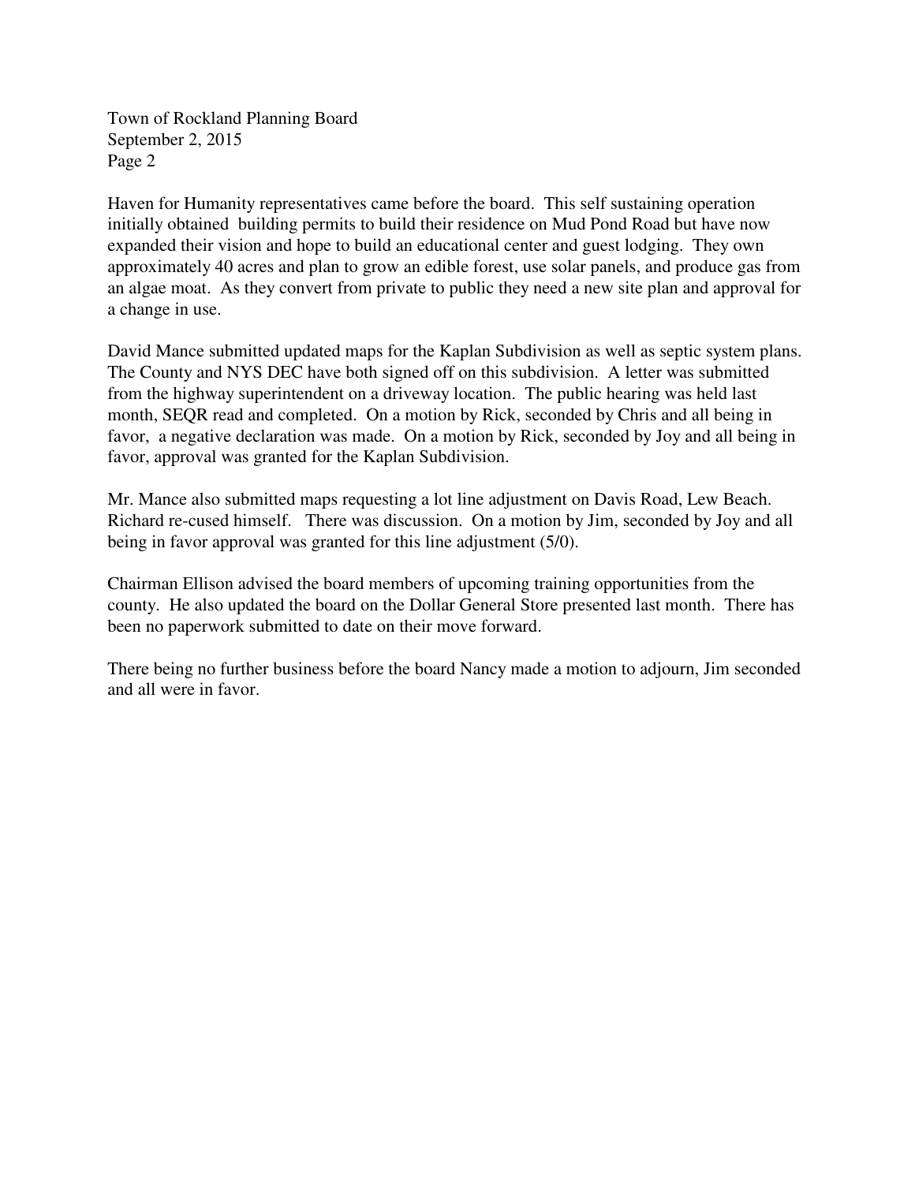Haven for Humanity representatives came before the board. This self sustaining operation initially obtained building permits to build their residence on Mud Pond Road but have now expanded their vision and hope to build an educational center and guest lodging. They own approximately 40 acres and plan to grow an edible forest, use solar panels, and produce gas from an algae moat. As they convert from private to public they need a new site plan and approval for a change in use.

David Mance submitted updated maps for the Kaplan Subdivision as well as septic system plans. The County and NYS DEC have both signed off on this subdivision. A letter was submitted from the highway superintendent on a driveway location. The public hearing was held last month, SEQR read and completed. On a motion by Rick, seconded by Chris and all being in favor, a negative declaration was made. On a motion by Rick, seconded by Joy and all being in favor, approval was granted for the Kaplan Subdivision.

Mr. Mance also submitted maps requesting a lot line adjustment on Davis Road, Lew Beach. Richard re-cused himself. There was discussion. On a motion by Jim, seconded by Joy and all being in favor approval was granted for this line adjustment (5/0).

Chairman Ellison advised the board members of upcoming training opportunities from the county. He also updated the board on the Dollar General Store presented last month. There has been no paperwork submitted to date on their move forward.

There being no further business before the board Nancy made a motion to adjourn, Jim seconded and all were in favor.